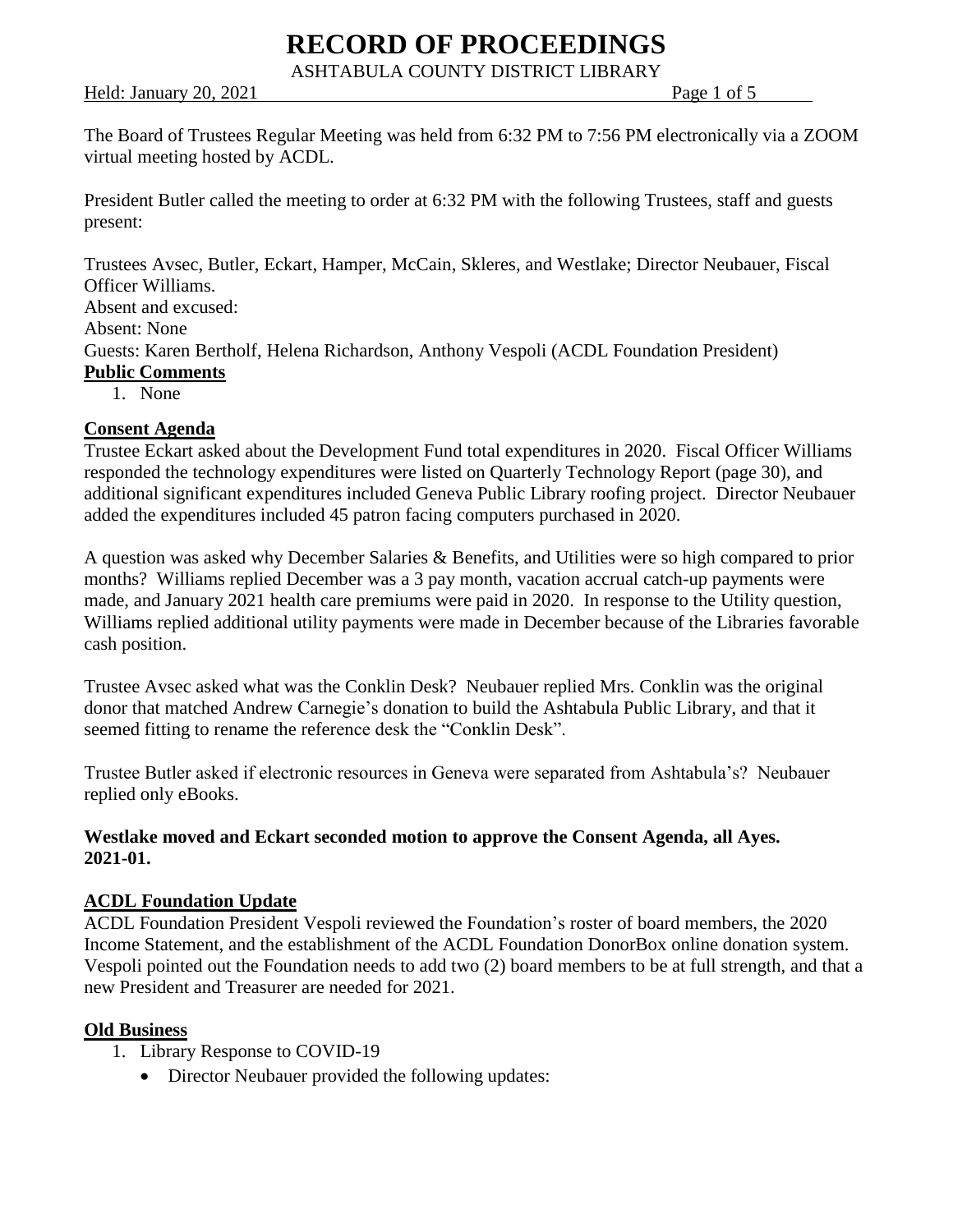# RECORD OF PROCEEDINGS

ASHTABULA COUNTY DISTRICT LIBRARY

Held: January 20, 2021

The Board of Trustees Regular Meeting was held from 6:32 PM to 7:56 PM electronically via a ZOOM virtual meeting hosted by ACDL.

President Butler called the meeting to order at 6:32 PM with the following Trustees, staff and guests present:

Trustees Avsec, Butler, Eckart, Hamper, McCain, Skleres, and Westlake; Director Neubauer, Fiscal Officer Williams.
Absent and excused:
Absent: None
Guests: Karen Bertholf, Helena Richardson, Anthony Vespoli (ACDL Foundation President)

**Public Comments**

1. None

**Consent Agenda**

Trustee Eckart asked about the Development Fund total expenditures in 2020. Fiscal Officer Williams responded the technology expenditures were listed on Quarterly Technology Report (page 30), and additional significant expenditures included Geneva Public Library roofing project. Director Neubauer added the expenditures included 45 patron facing computers purchased in 2020.

A question was asked why December Salaries & Benefits, and Utilities were so high compared to prior months? Williams replied December was a 3 pay month, vacation accrual catch-up payments were made, and January 2021 health care premiums were paid in 2020. In response to the Utility question, Williams replied additional utility payments were made in December because of the Libraries favorable cash position.

Trustee Avsec asked what was the Conklin Desk? Neubauer replied Mrs. Conklin was the original donor that matched Andrew Carnegie's donation to build the Ashtabula Public Library, and that it seemed fitting to rename the reference desk the "Conklin Desk".

Trustee Butler asked if electronic resources in Geneva were separated from Ashtabula's? Neubauer replied only eBooks.

**Westlake moved and Eckart seconded motion to approve the Consent Agenda, all Ayes. 2021-01.**

**ACDL Foundation Update**

ACDL Foundation President Vespoli reviewed the Foundation's roster of board members, the 2020 Income Statement, and the establishment of the ACDL Foundation DonorBox online donation system. Vespoli pointed out the Foundation needs to add two (2) board members to be at full strength, and that a new President and Treasurer are needed for 2021.

**Old Business**

1. Library Response to COVID-19
   - Director Neubauer provided the following updates: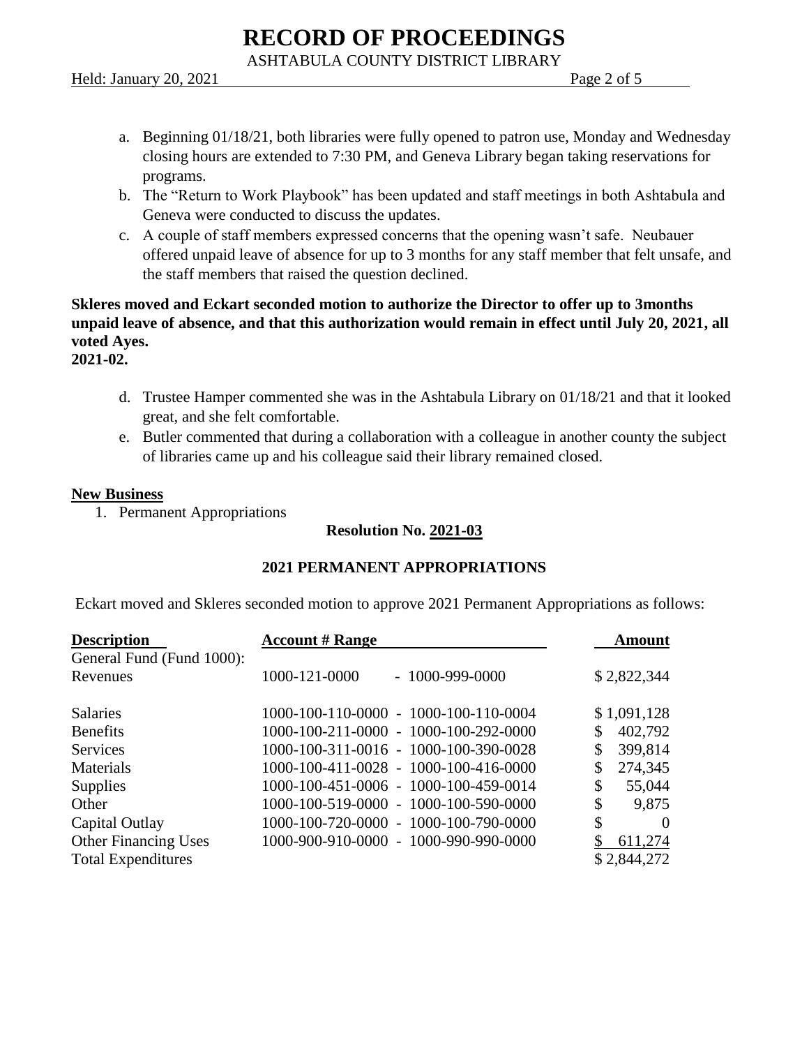a. Beginning 01/18/21, both libraries were fully opened to patron use, Monday and Wednesday closing hours are extended to 7:30 PM, and Geneva Library began taking reservations for programs.
b. The "Return to Work Playbook" has been updated and staff meetings in both Ashtabula and Geneva were conducted to discuss the updates.
c. A couple of staff members expressed concerns that the opening wasn't safe. Neubauer offered unpaid leave of absence for up to 3 months for any staff member that felt unsafe, and the staff members that raised the question declined.

**Skleres moved and Eckart seconded motion to authorize the Director to offer up to 3months unpaid leave of absence, and that this authorization would remain in effect until July 20, 2021, all voted Ayes.**
**2021-02.**

d. Trustee Hamper commented she was in the Ashtabula Library on 01/18/21 and that it looked great, and she felt comfortable.
e. Butler commented that during a collaboration with a colleague in another county the subject of libraries came up and his colleague said their library remained closed.

**New Business**

1. Permanent Appropriations

**Resolution No. 2021-03**

**2021 PERMANENT APPROPRIATIONS**

Eckart moved and Skleres seconded motion to approve 2021 Permanent Appropriations as follows:

| Description | Account # Range | Amount |
|---|---|---|
| General Fund (Fund 1000): | | |
| Revenues | 1000-121-0000 - 1000-999-0000 | $ 2,822,344 |
| Salaries | 1000-100-110-0000 - 1000-100-110-0004 | $ 1,091,128 |
| Benefits | 1000-100-211-0000 - 1000-100-292-0000 | $ 402,792 |
| Services | 1000-100-311-0016 - 1000-100-390-0028 | $ 399,814 |
| Materials | 1000-100-411-0028 - 1000-100-416-0000 | $ 274,345 |
| Supplies | 1000-100-451-0006 - 1000-100-459-0014 | $ 55,044 |
| Other | 1000-100-519-0000 - 1000-100-590-0000 | $ 9,875 |
| Capital Outlay | 1000-100-720-0000 - 1000-100-790-0000 | $ 0 |
| Other Financing Uses | 1000-900-910-0000 - 1000-990-990-0000 | $ 611,274 |
| Total Expenditures | | $ 2,844,272 |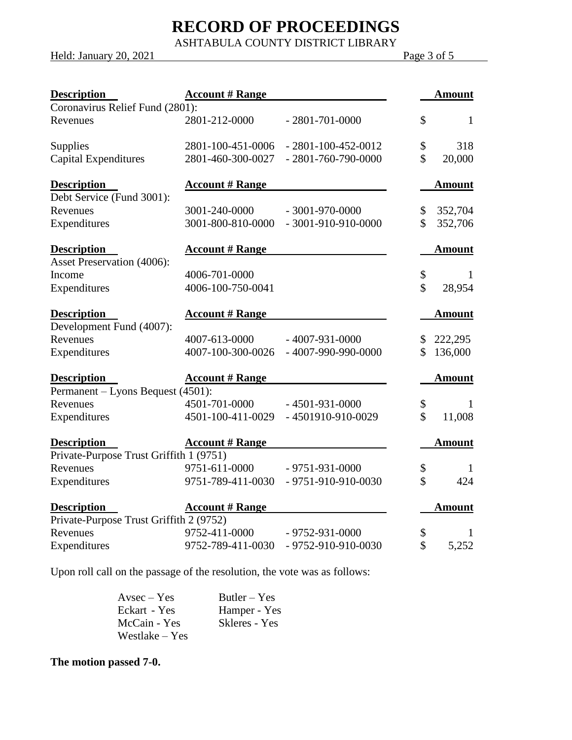| Description | Account # Range | | Amount |
|---|---|---|---|
| Coronavirus Relief Fund (2801): | | | |
| Revenues | 2801-212-0000 | - 2801-701-0000 | $ 1 |
| Supplies | 2801-100-451-0006 | - 2801-100-452-0012 | $ 318 |
| Capital Expenditures | 2801-460-300-0027 | - 2801-760-790-0000 | $ 20,000 |

| Description | Account # Range | | Amount |
|---|---|---|---|
| Debt Service (Fund 3001): | | | |
| Revenues | 3001-240-0000 | - 3001-970-0000 | $ 352,704 |
| Expenditures | 3001-800-810-0000 | - 3001-910-910-0000 | $ 352,706 |

| Description | Account # Range | | Amount |
|---|---|---|---|
| Asset Preservation (4006): | | | |
| Income | 4006-701-0000 | | $ 1 |
| Expenditures | 4006-100-750-0041 | | $ 28,954 |

| Description | Account # Range | | Amount |
|---|---|---|---|
| Development Fund (4007): | | | |
| Revenues | 4007-613-0000 | - 4007-931-0000 | $ 222,295 |
| Expenditures | 4007-100-300-0026 | - 4007-990-990-0000 | $ 136,000 |

| Description | Account # Range | | Amount |
|---|---|---|---|
| Permanent – Lyons Bequest (4501): | | | |
| Revenues | 4501-701-0000 | - 4501-931-0000 | $ 1 |
| Expenditures | 4501-100-411-0029 | - 4501910-910-0029 | $ 11,008 |

| Description | Account # Range | | Amount |
|---|---|---|---|
| Private-Purpose Trust Griffith 1 (9751) | | | |
| Revenues | 9751-611-0000 | - 9751-931-0000 | $ 1 |
| Expenditures | 9751-789-411-0030 | - 9751-910-910-0030 | $ 424 |

| Description | Account # Range | | Amount |
|---|---|---|---|
| Private-Purpose Trust Griffith 2 (9752) | | | |
| Revenues | 9752-411-0000 | - 9752-931-0000 | $ 1 |
| Expenditures | 9752-789-411-0030 | - 9752-910-910-0030 | $ 5,252 |

Upon roll call on the passage of the resolution, the vote was as follows:

Avsec – Yes　　Butler – Yes
Eckart - Yes　　Hamper - Yes
McCain - Yes　　Skleres - Yes
Westlake – Yes

**The motion passed 7-0.**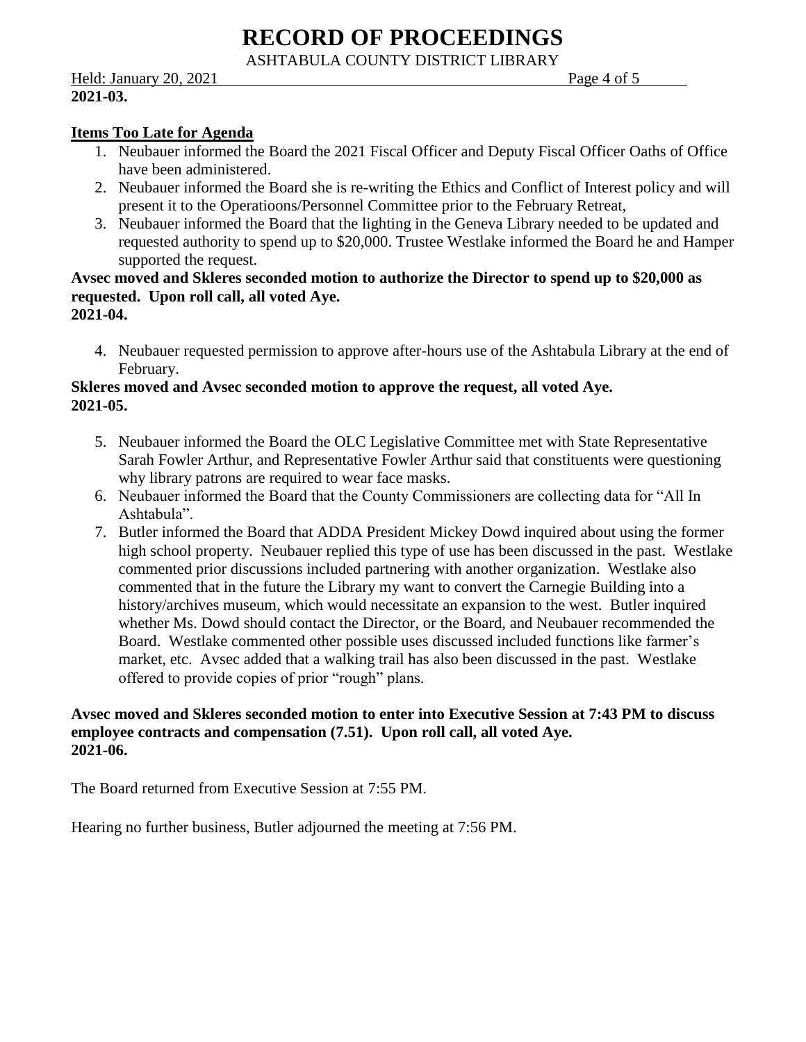**2021-03.**

**Items Too Late for Agenda**

1. Neubauer informed the Board the 2021 Fiscal Officer and Deputy Fiscal Officer Oaths of Office have been administered.
2. Neubauer informed the Board she is re-writing the Ethics and Conflict of Interest policy and will present it to the Operatioons/Personnel Committee prior to the February Retreat,
3. Neubauer informed the Board that the lighting in the Geneva Library needed to be updated and requested authority to spend up to $20,000. Trustee Westlake informed the Board he and Hamper supported the request.

**Avsec moved and Skleres seconded motion to authorize the Director to spend up to $20,000 as requested. Upon roll call, all voted Aye.**
**2021-04.**

4. Neubauer requested permission to approve after-hours use of the Ashtabula Library at the end of February.

**Skleres moved and Avsec seconded motion to approve the request, all voted Aye.**
**2021-05.**

5. Neubauer informed the Board the OLC Legislative Committee met with State Representative Sarah Fowler Arthur, and Representative Fowler Arthur said that constituents were questioning why library patrons are required to wear face masks.
6. Neubauer informed the Board that the County Commissioners are collecting data for "All In Ashtabula".
7. Butler informed the Board that ADDA President Mickey Dowd inquired about using the former high school property. Neubauer replied this type of use has been discussed in the past. Westlake commented prior discussions included partnering with another organization. Westlake also commented that in the future the Library my want to convert the Carnegie Building into a history/archives museum, which would necessitate an expansion to the west. Butler inquired whether Ms. Dowd should contact the Director, or the Board, and Neubauer recommended the Board. Westlake commented other possible uses discussed included functions like farmer's market, etc. Avsec added that a walking trail has also been discussed in the past. Westlake offered to provide copies of prior "rough" plans.

**Avsec moved and Skleres seconded motion to enter into Executive Session at 7:43 PM to discuss employee contracts and compensation (7.51). Upon roll call, all voted Aye.**
**2021-06.**

The Board returned from Executive Session at 7:55 PM.

Hearing no further business, Butler adjourned the meeting at 7:56 PM.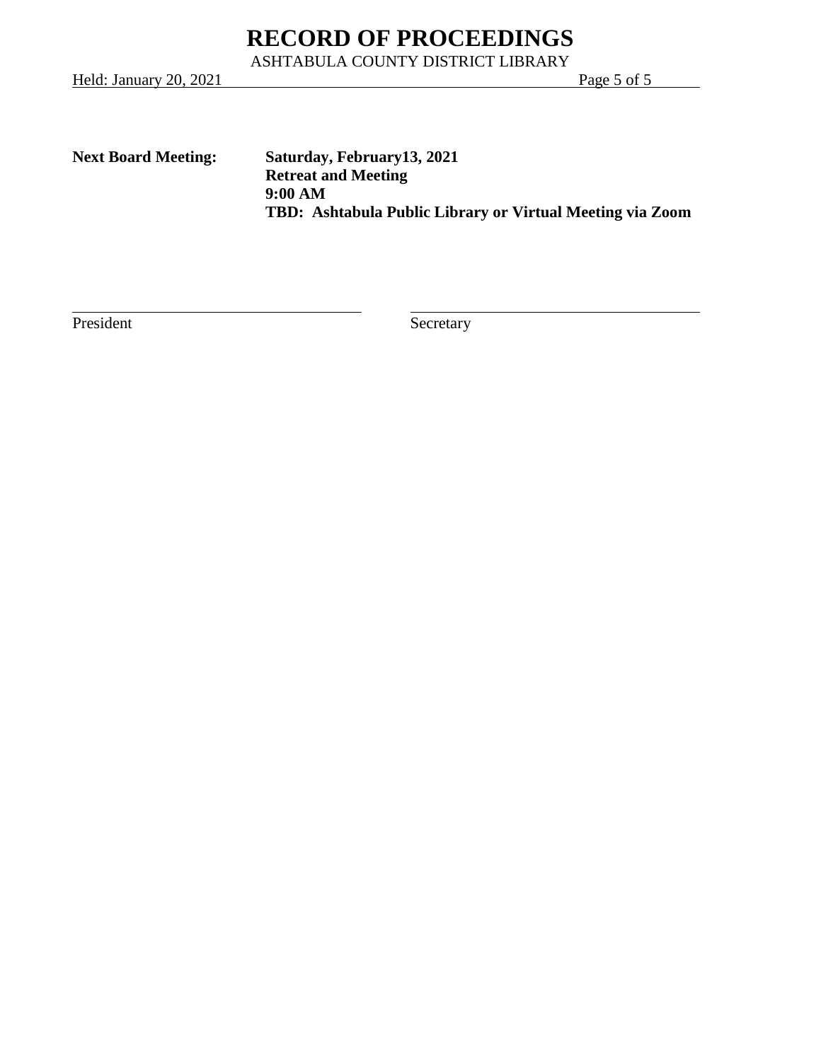**Next Board Meeting:** **Saturday, February13, 2021**
**Retreat and Meeting**
**9:00 AM**
**TBD: Ashtabula Public Library or Virtual Meeting via Zoom**

\_\_\_\_\_\_\_\_\_\_\_\_\_\_\_\_\_\_\_\_\_\_\_\_\_\_\_\_\_\_\_\_\_\_\_\_ \_\_\_\_\_\_\_\_\_\_\_\_\_\_\_\_\_\_\_\_\_\_\_\_\_\_\_\_\_\_\_\_\_\_\_\_

President Secretary